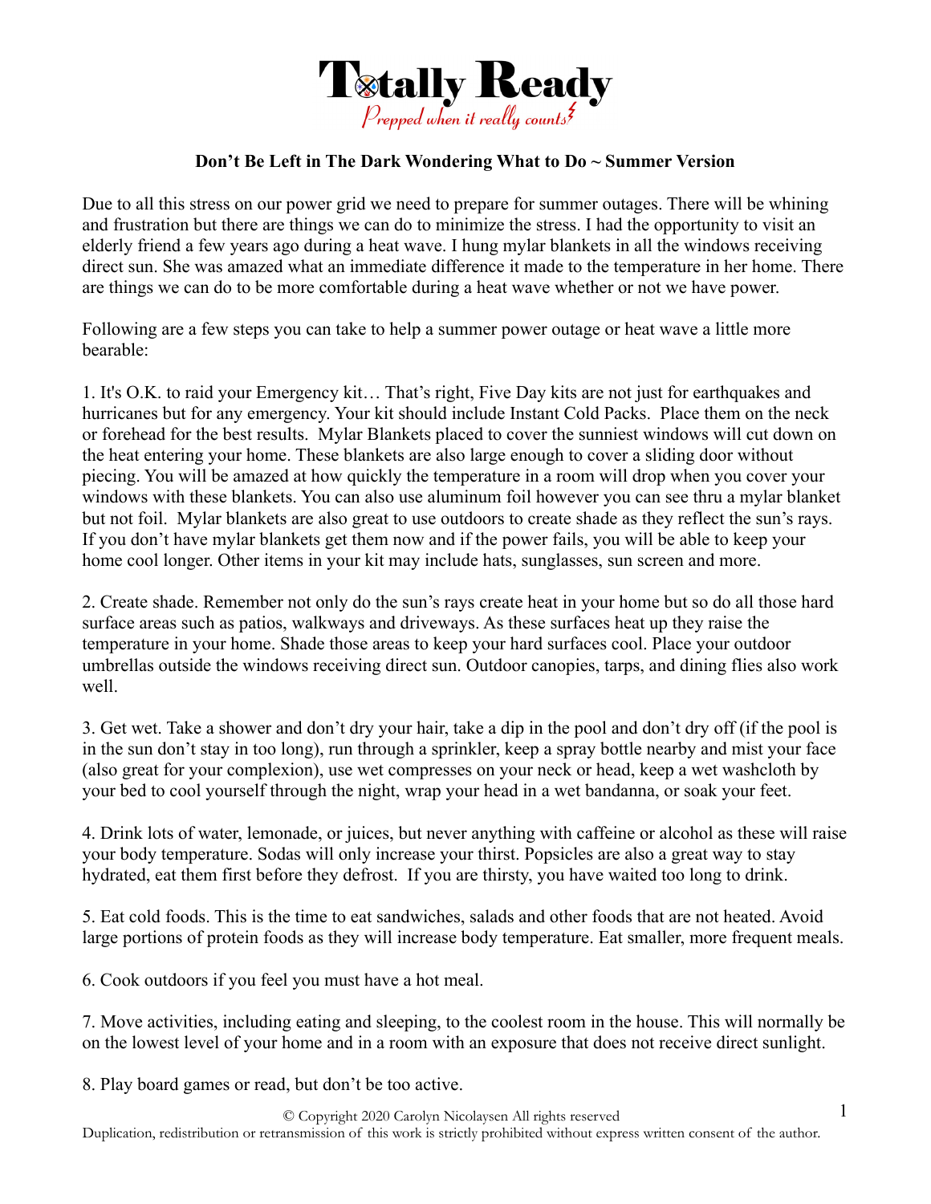# Totally Ready

*Prepped when it really counts*

**Don't Be Left in The Dark Wondering What to Do ~ Summer Version**

Due to all this stress on our power grid we need to prepare for summer outages. There will be whining and frustration but there are things we can do to minimize the stress. I had the opportunity to visit an elderly friend a few years ago during a heat wave. I hung mylar blankets in all the windows receiving direct sun. She was amazed what an immediate difference it made to the temperature in her home. There are things we can do to be more comfortable during a heat wave whether or not we have power.

Following are a few steps you can take to help a summer power outage or heat wave a little more bearable:

1. It's O.K. to raid your Emergency kit… That's right, Five Day kits are not just for earthquakes and hurricanes but for any emergency. Your kit should include Instant Cold Packs. Place them on the neck or forehead for the best results. Mylar Blankets placed to cover the sunniest windows will cut down on the heat entering your home. These blankets are also large enough to cover a sliding door without piecing. You will be amazed at how quickly the temperature in a room will drop when you cover your windows with these blankets. You can also use aluminum foil however you can see thru a mylar blanket but not foil. Mylar blankets are also great to use outdoors to create shade as they reflect the sun's rays. If you don't have mylar blankets get them now and if the power fails, you will be able to keep your home cool longer. Other items in your kit may include hats, sunglasses, sun screen and more.

2. Create shade. Remember not only do the sun's rays create heat in your home but so do all those hard surface areas such as patios, walkways and driveways. As these surfaces heat up they raise the temperature in your home. Shade those areas to keep your hard surfaces cool. Place your outdoor umbrellas outside the windows receiving direct sun. Outdoor canopies, tarps, and dining flies also work well.

3. Get wet. Take a shower and don't dry your hair, take a dip in the pool and don't dry off (if the pool is in the sun don't stay in too long), run through a sprinkler, keep a spray bottle nearby and mist your face (also great for your complexion), use wet compresses on your neck or head, keep a wet washcloth by your bed to cool yourself through the night, wrap your head in a wet bandanna, or soak your feet.

4. Drink lots of water, lemonade, or juices, but never anything with caffeine or alcohol as these will raise your body temperature. Sodas will only increase your thirst. Popsicles are also a great way to stay hydrated, eat them first before they defrost. If you are thirsty, you have waited too long to drink.

5. Eat cold foods. This is the time to eat sandwiches, salads and other foods that are not heated. Avoid large portions of protein foods as they will increase body temperature. Eat smaller, more frequent meals.

6. Cook outdoors if you feel you must have a hot meal.

7. Move activities, including eating and sleeping, to the coolest room in the house. This will normally be on the lowest level of your home and in a room with an exposure that does not receive direct sunlight.

8. Play board games or read, but don't be too active.

© Copyright 2020 Carolyn Nicolaysen All rights reserved
Duplication, redistribution or retransmission of this work is strictly prohibited without express written consent of the author.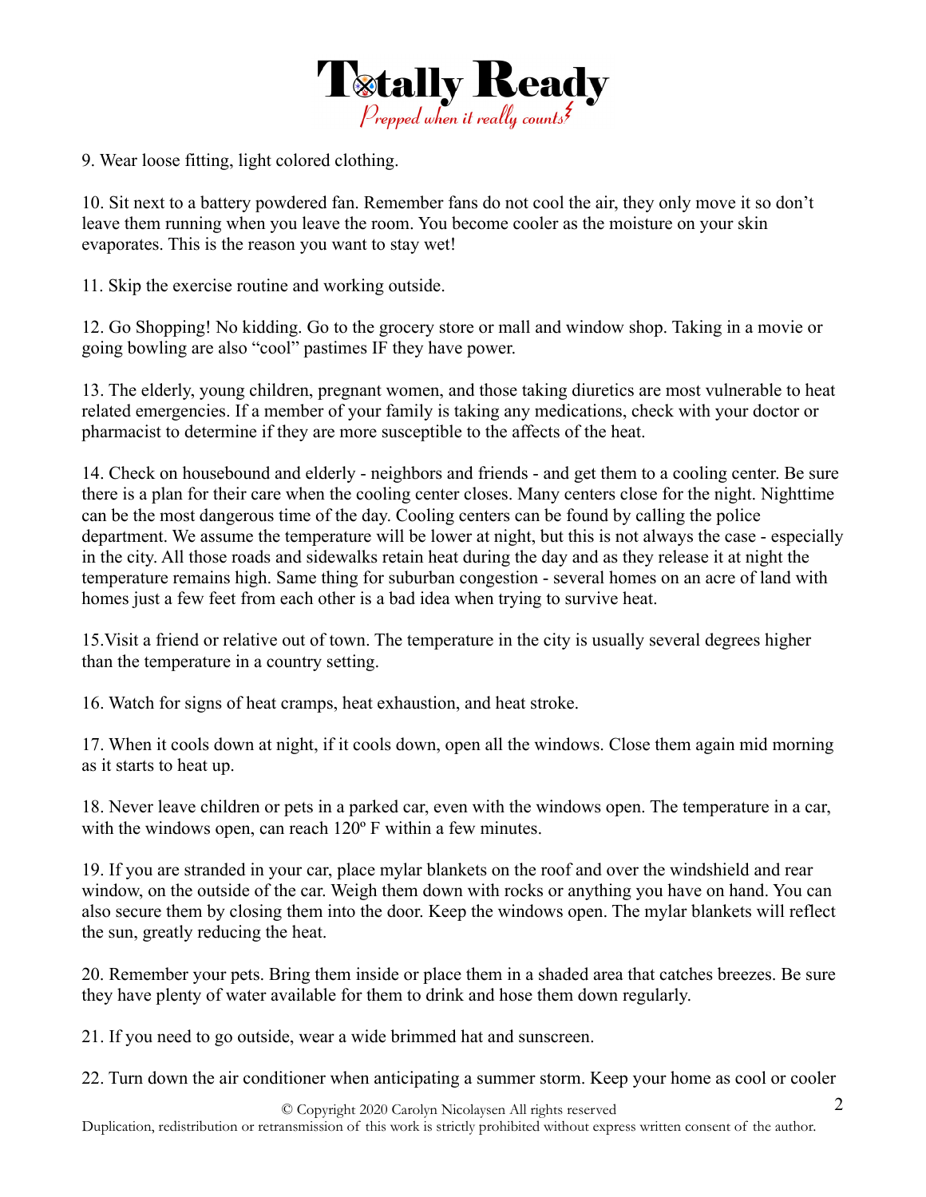9. Wear loose fitting, light colored clothing.

10. Sit next to a battery powdered fan. Remember fans do not cool the air, they only move it so don't leave them running when you leave the room. You become cooler as the moisture on your skin evaporates. This is the reason you want to stay wet!

11. Skip the exercise routine and working outside.

12. Go Shopping! No kidding. Go to the grocery store or mall and window shop. Taking in a movie or going bowling are also "cool" pastimes IF they have power.

13. The elderly, young children, pregnant women, and those taking diuretics are most vulnerable to heat related emergencies. If a member of your family is taking any medications, check with your doctor or pharmacist to determine if they are more susceptible to the affects of the heat.

14. Check on housebound and elderly - neighbors and friends - and get them to a cooling center. Be sure there is a plan for their care when the cooling center closes. Many centers close for the night. Nighttime can be the most dangerous time of the day. Cooling centers can be found by calling the police department. We assume the temperature will be lower at night, but this is not always the case - especially in the city. All those roads and sidewalks retain heat during the day and as they release it at night the temperature remains high. Same thing for suburban congestion - several homes on an acre of land with homes just a few feet from each other is a bad idea when trying to survive heat.

15.Visit a friend or relative out of town. The temperature in the city is usually several degrees higher than the temperature in a country setting.

16. Watch for signs of heat cramps, heat exhaustion, and heat stroke.

17. When it cools down at night, if it cools down, open all the windows. Close them again mid morning as it starts to heat up.

18. Never leave children or pets in a parked car, even with the windows open. The temperature in a car, with the windows open, can reach 120º F within a few minutes.

19. If you are stranded in your car, place mylar blankets on the roof and over the windshield and rear window, on the outside of the car. Weigh them down with rocks or anything you have on hand. You can also secure them by closing them into the door. Keep the windows open. The mylar blankets will reflect the sun, greatly reducing the heat.

20. Remember your pets. Bring them inside or place them in a shaded area that catches breezes. Be sure they have plenty of water available for them to drink and hose them down regularly.

21. If you need to go outside, wear a wide brimmed hat and sunscreen.

22. Turn down the air conditioner when anticipating a summer storm. Keep your home as cool or cooler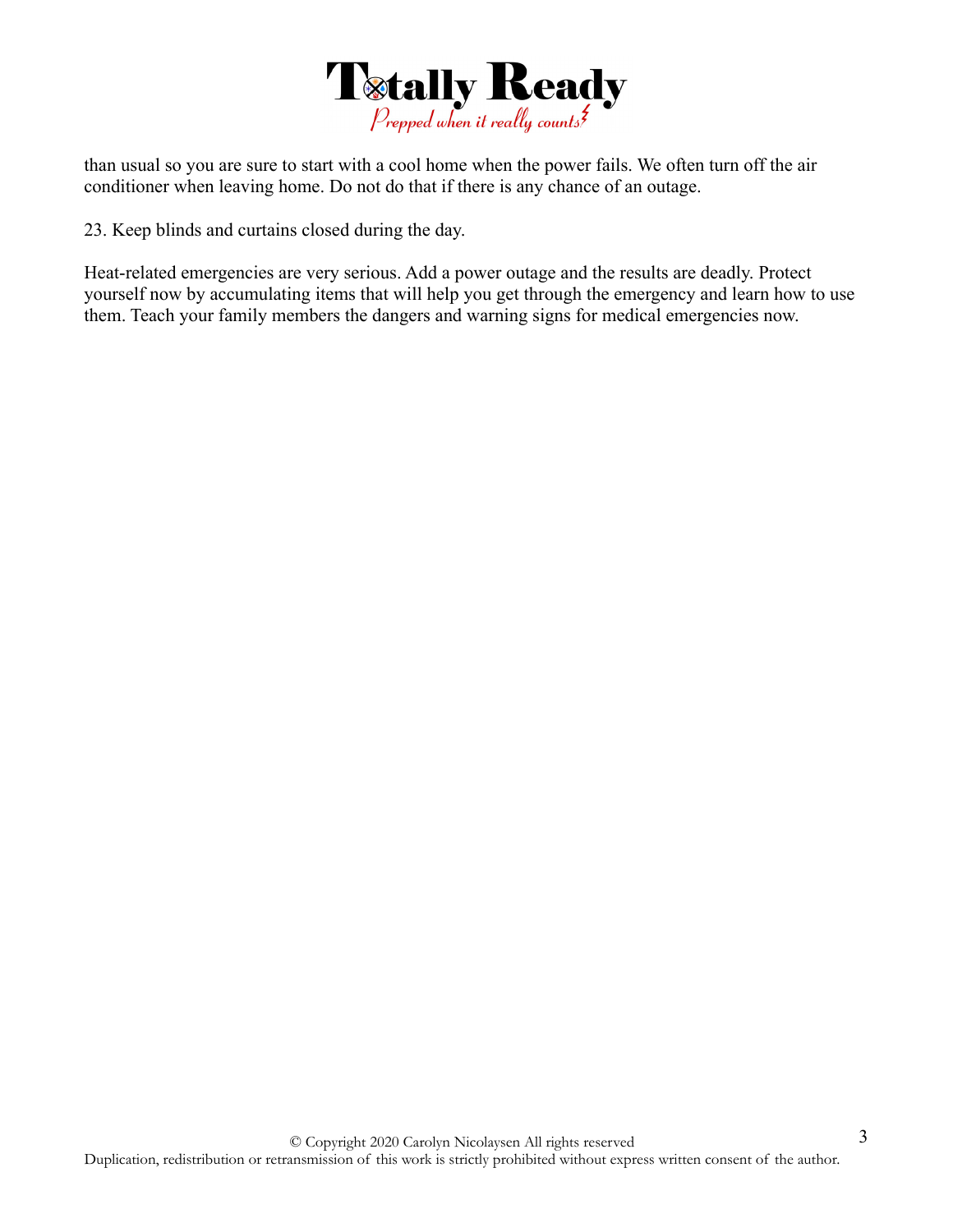than usual so you are sure to start with a cool home when the power fails. We often turn off the air conditioner when leaving home. Do not do that if there is any chance of an outage.

23. Keep blinds and curtains closed during the day.

Heat-related emergencies are very serious. Add a power outage and the results are deadly. Protect yourself now by accumulating items that will help you get through the emergency and learn how to use them. Teach your family members the dangers and warning signs for medical emergencies now.